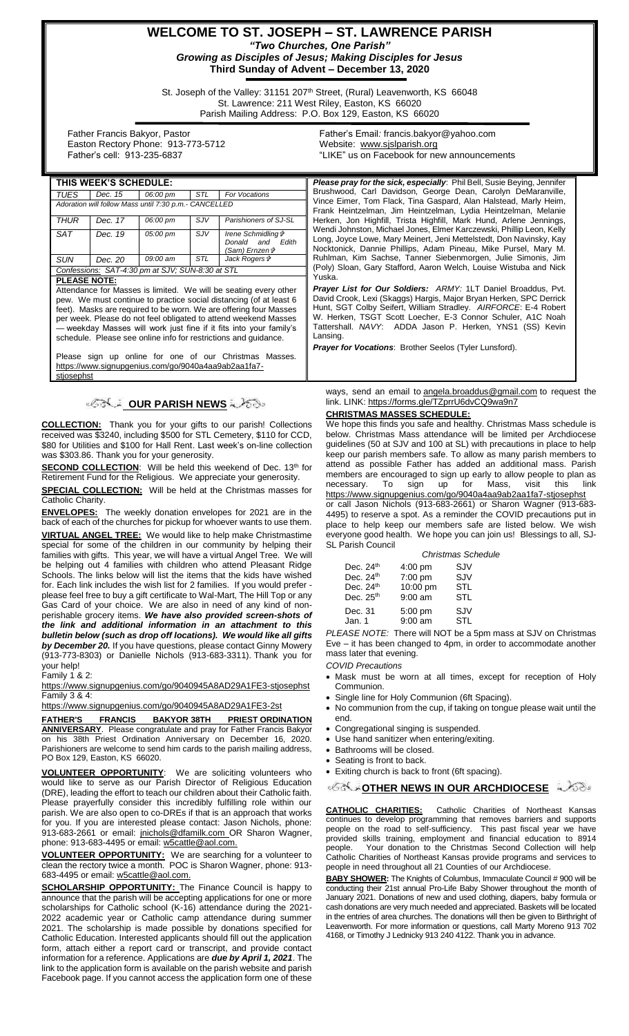# WELCOME TO ST. JOSEPH – ST. LAWRENCE PARISH

***"Two Churches, One Parish"***

***Growing as Disciples of Jesus; Making Disciples for Jesus***

**Third Sunday of Advent – December 13, 2020**

St. Joseph of the Valley: 31151 207th Street, (Rural) Leavenworth, KS 66048
St. Lawrence: 211 West Riley, Easton, KS 66020
Parish Mailing Address: P.O. Box 129, Easton, KS 66020

Father Francis Bakyor, Pastor
Easton Rectory Phone: 913-773-5712
Father's cell: 913-235-6837

Father's Email: francis.bakyor@yahoo.com
Website: www.sjslparish.org
"LIKE" us on Facebook for new announcements

## THIS WEEK'S SCHEDULE:

| | | | | |
|---|---|---|---|---|
| TUES | Dec. 15 | 06:00 pm | STL | For Vocations |
| Adoration will follow Mass until 7:30 p.m.- CANCELLED | | | | |
| THUR | Dec. 17 | 06:00 pm | SJV | Parishioners of SJ-SL |
| SAT | Dec. 19 | 05:00 pm | SJV | Irene Schmidling ✞ Donald and Edith (Sam) Ernzen ✞ |
| SUN | Dec. 20 | 09:00 am | STL | Jack Rogers ✞ |
| Confessions: SAT-4:30 pm at SJV; SUN-8:30 at STL | | | | |

**PLEASE NOTE:**

Attendance for Masses is limited. We will be seating every other pew. We must continue to practice social distancing (of at least 6 feet). Masks are required to be worn. We are offering four Masses per week. Please do not feel obligated to attend weekend Masses — weekday Masses will work just fine if it fits into your family's schedule. Please see online info for restrictions and guidance.

Please sign up online for one of our Christmas Masses. https://www.signupgenius.com/go/9040a4aa9ab2aa1fa7-stjosephst

***Please pray for the sick, especially***: Phil Bell, Susie Beying, Jennifer Brushwood, Carl Davidson, George Dean, Carolyn DeMaranville, Vince Eimer, Tom Flack, Tina Gaspard, Alan Halstead, Marly Heim, Frank Heintzelman, Jim Heintzelman, Lydia Heintzelman, Melanie Herken, Jon Highfill, Trista Highfill, Mark Hund, Arlene Jennings, Wendi Johnston, Michael Jones, Elmer Karczewski, Phillip Leon, Kelly Long, Joyce Lowe, Mary Meinert, Jeni Mettelstedt, Don Navinsky, Kay Nocktonick, Dannie Phillips, Adam Pineau, Mike Pursel, Mary M. Ruhlman, Kim Sachse, Tanner Siebenmorgen, Julie Simonis, Jim (Poly) Sloan, Gary Stafford, Aaron Welch, Louise Wistuba and Nick Yuska.

***Prayer List for Our Soldiers:*** *ARMY:* 1LT Daniel Broaddus, Pvt. David Crook, Lexi (Skaggs) Hargis, Major Bryan Herken, SPC Derrick Hunt, SGT Colby Seifert, William Stradley. *AIRFORCE*: E-4 Robert W. Herken, TSGT Scott Loecher, E-3 Connor Schuler, A1C Noah Tattershall. *NAVY*: ADDA Jason P. Herken, YNS1 (SS) Kevin Lansing.

***Prayer for Vocations***: Brother Seelos (Tyler Lunsford).

## OUR PARISH NEWS

**COLLECTION:** Thank you for your gifts to our parish! Collections received was $3240, including $500 for STL Cemetery, $110 for CCD, $80 for Utilities and $100 for Hall Rent. Last week's on-line collection was $303.86. Thank you for your generosity.

**SECOND COLLECTION**: Will be held this weekend of Dec. 13th for Retirement Fund for the Religious. We appreciate your generosity.

**SPECIAL COLLECTION:** Will be held at the Christmas masses for Catholic Charity.

**ENVELOPES:** The weekly donation envelopes for 2021 are in the back of each of the churches for pickup for whoever wants to use them.

**VIRTUAL ANGEL TREE:** We would like to help make Christmastime special for some of the children in our community by helping their families with gifts. This year, we will have a virtual Angel Tree. We will be helping out 4 families with children who attend Pleasant Ridge Schools. The links below will list the items that the kids have wished for. Each link includes the wish list for 2 families. If you would prefer - please feel free to buy a gift certificate to Wal-Mart, The Hill Top or any Gas Card of your choice. We are also in need of any kind of non-perishable grocery items. ***We have also provided screen-shots of the link and additional information in an attachment to this bulletin below (such as drop off locations). We would like all gifts by December 20.*** If you have questions, please contact Ginny Mowery (913-773-8303) or Danielle Nichols (913-683-3311). Thank you for your help!

Family 1 & 2:
https://www.signupgenius.com/go/9040945A8AD29A1FE3-stjosephst
Family 3 & 4:
https://www.signupgenius.com/go/9040945A8AD29A1FE3-2st

**FATHER'S FRANCIS BAKYOR 38TH PRIEST ORDINATION ANNIVERSARY**. Please congratulate and pray for Father Francis Bakyor on his 38th Priest Ordination Anniversary on December 16, 2020. Parishioners are welcome to send him cards to the parish mailing address, PO Box 129, Easton, KS 66020.

**VOLUNTEER OPPORTUNITY**: We are soliciting volunteers who would like to serve as our Parish Director of Religious Education (DRE), leading the effort to teach our children about their Catholic faith. Please prayerfully consider this incredibly fulfilling role within our parish. We are also open to co-DREs if that is an approach that works for you. If you are interested please contact: Jason Nichols, phone: 913-683-2661 or email: jnichols@dfamilk.com OR Sharon Wagner, phone: 913-683-4495 or email: w5cattle@aol.com.

**VOLUNTEER OPPORTUNITY:** We are searching for a volunteer to clean the rectory twice a month. POC is Sharon Wagner, phone: 913-683-4495 or email: w5cattle@aol.com.

**SCHOLARSHIP OPPORTUNITY:** The Finance Council is happy to announce that the parish will be accepting applications for one or more scholarships for Catholic school (K-16) attendance during the 2021-2022 academic year or Catholic camp attendance during summer 2021. The scholarship is made possible by donations specified for Catholic Education. Interested applicants should fill out the application form, attach either a report card or transcript, and provide contact information for a reference. Applications are ***due by April 1, 2021***. The link to the application form is available on the parish website and parish Facebook page. If you cannot access the application form one of these ways, send an email to angela.broaddus@gmail.com to request the link. LINK: https://forms.gle/TZprrU6dvCQ9wa9n7

**CHRISTMAS MASSES SCHEDULE:**

We hope this finds you safe and healthy. Christmas Mass schedule is below. Christmas Mass attendance will be limited per Archdiocese guidelines (50 at SJV and 100 at SL) with precautions in place to help keep our parish members safe. To allow as many parish members to attend as possible Father has added an additional mass. Parish members are encouraged to sign up early to allow people to plan as necessary. To sign up for Mass, visit this link https://www.signupgenius.com/go/9040a4aa9ab2aa1fa7-stjosephst or call Jason Nichols (913-683-2661) or Sharon Wagner (913-683-4495) to reserve a spot. As a reminder the COVID precautions put in place to help keep our members safe are listed below. We wish everyone good health. We hope you can join us! Blessings to all, SJ-SL Parish Council

*Christmas Schedule*

| | | |
|---|---|---|
| Dec. 24th | 4:00 pm | SJV |
| Dec. 24th | 7:00 pm | SJV |
| Dec. 24th | 10:00 pm | STL |
| Dec. 25th | 9:00 am | STL |
| Dec. 31 | 5:00 pm | SJV |
| Jan. 1 | 9:00 am | STL |

*PLEASE NOTE:* There will NOT be a 5pm mass at SJV on Christmas Eve – it has been changed to 4pm, in order to accommodate another mass later that evening.

*COVID Precautions*

- Mask must be worn at all times, except for reception of Holy Communion.
- Single line for Holy Communion (6ft Spacing).
- No communion from the cup, if taking on tongue please wait until the end.
- Congregational singing is suspended.
- Use hand sanitizer when entering/exiting.
- Bathrooms will be closed.
- Seating is front to back.
- Exiting church is back to front (6ft spacing).

## OTHER NEWS IN OUR ARCHDIOCESE

**CATHOLIC CHARITIES:** Catholic Charities of Northeast Kansas continues to develop programming that removes barriers and supports people on the road to self-sufficiency. This past fiscal year we have provided skills training, employment and financial education to 8914 people. Your donation to the Christmas Second Collection will help Catholic Charities of Northeast Kansas provide programs and services to people in need throughout all 21 Counties of our Archdiocese.

**BABY SHOWER:** The Knights of Columbus, Immaculate Council # 900 will be conducting their 21st annual Pro-Life Baby Shower throughout the month of January 2021. Donations of new and used clothing, diapers, baby formula or cash donations are very much needed and appreciated. Baskets will be located in the entries of area churches. The donations will then be given to Birthright of Leavenworth. For more information or questions, call Marty Moreno 913 702 4168, or Timothy J Lednicky 913 240 4122. Thank you in advance.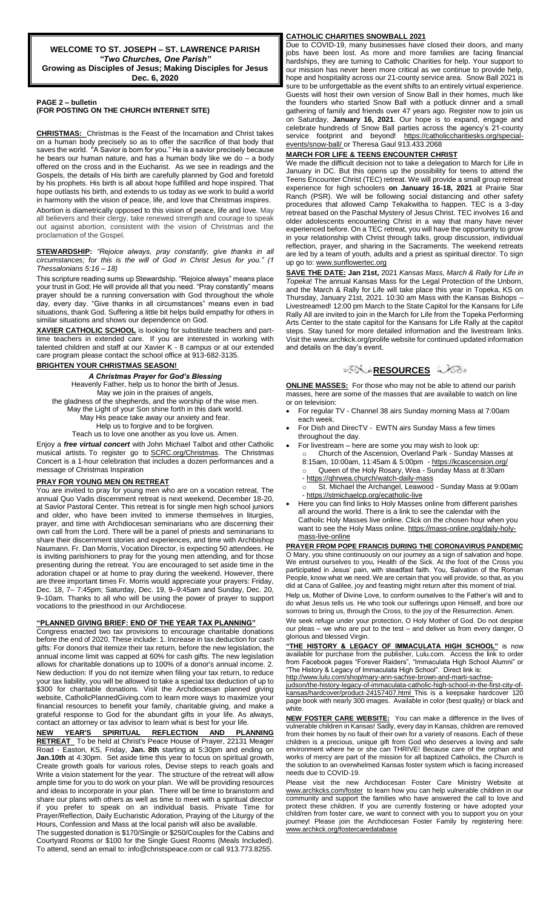**WELCOME TO ST. JOSEPH – ST. LAWRENCE PARISH**
***"Two Churches, One Parish"***
**Growing as Disciples of Jesus; Making Disciples for Jesus**
**Dec. 6, 2020**

**PAGE 2 – bulletin**
**(FOR POSTING ON THE CHURCH INTERNET SITE)**

**CHRISTMAS:** Christmas is the Feast of the Incarnation and Christ takes on a human body precisely so as to offer the sacrifice of that body that saves the world. "A Savior is born for you." He is a savior precisely because he bears our human nature, and has a human body like we do – a body offered on the cross and in the Eucharist. As we see in readings and the Gospels, the details of His birth are carefully planned by God and foretold by his prophets. His birth is all about hope fulfilled and hope inspired. That hope outlasts his birth, and extends to us today as we work to build a world in harmony with the vision of peace, life, and love that Christmas inspires.

Abortion is diametrically opposed to this vision of peace, life and love. May all believers and their clergy, take renewed strength and courage to speak out against abortion, consistent with the vision of Christmas and the proclamation of the Gospel.

**STEWARDSHIP:** *"Rejoice always, pray constantly, give thanks in all circumstances; for this is the will of God in Christ Jesus for you." (1 Thessalonians 5:16 – 18)*

This scripture reading sums up Stewardship. "Rejoice always" means place your trust in God; He will provide all that you need. "Pray constantly" means prayer should be a running conversation with God throughout the whole day, every day. "Give thanks in all circumstances" means even in bad situations, thank God. Suffering a little bit helps build empathy for others in similar situations and shows our dependence on God.

**XAVIER CATHOLIC SCHOOL** is looking for substitute teachers and part-time teachers in extended care. If you are interested in working with talented children and staff at our Xavier K - 8 campus or at our extended care program please contact the school office at 913-682-3135.

**BRIGHTEN YOUR CHRISTMAS SEASON!**

***A Christmas Prayer for God's Blessing***

Heavenly Father, help us to honor the birth of Jesus.
May we join in the praises of angels,
the gladness of the shepherds, and the worship of the wise men.
May the Light of your Son shine forth in this dark world.
May His peace take away our anxiety and fear.
Help us to forgive and to be forgiven.
Teach us to love one another as you love us. Amen.

Enjoy a ***free virtual concert*** with John Michael Talbot and other Catholic musical artists. To register go to SCRC.org/Christmas. The Christmas Concert is a 1-hour celebration that includes a dozen performances and a message of Christmas Inspiration

**PRAY FOR YOUNG MEN ON RETREAT**

You are invited to pray for young men who are on a vocation retreat. The annual Quo Vadis discernment retreat is next weekend, December 18-20, at Savior Pastoral Center. This retreat is for single men high school juniors and older, who have been invited to immerse themselves in liturgies, prayer, and time with Archdiocesan seminarians who are discerning their own call from the Lord. There will be a panel of priests and seminarians to share their discernment stories and experiences, and time with Archbishop Naumann. Fr. Dan Morris, Vocation Director, is expecting 50 attendees. He is inviting parishioners to pray for the young men attending, and for those presenting during the retreat. You are encouraged to set aside time in the adoration chapel or at home to pray during the weekend. However, there are three important times Fr. Morris would appreciate your prayers: Friday, Dec. 18, 7– 7:45pm; Saturday, Dec. 19, 9–9:45am and Sunday, Dec. 20, 9–10am. Thanks to all who will be using the power of prayer to support vocations to the priesthood in our Archdiocese.

**"PLANNED GIVING BRIEF: END OF THE YEAR TAX PLANNING"**

Congress enacted two tax provisions to encourage charitable donations before the end of 2020. These include: 1. Increase in tax deduction for cash gifts: For donors that itemize their tax return, before the new legislation, the annual income limit was capped at 60% for cash gifts. The new legislation allows for charitable donations up to 100% of a donor's annual income. 2. New deduction: If you do not itemize when filing your tax return, to reduce your tax liability, you will be allowed to take a special tax deduction of up to $300 for charitable donations. Visit the Archdiocesan planned giving website, CatholicPlannedGiving.com to learn more ways to maximize your financial resources to benefit your family, charitable giving, and make a grateful response to God for the abundant gifts in your life. As always, contact an attorney or tax advisor to learn what is best for your life.

**NEW YEAR'S SPIRITUAL REFLECTION AND PLANNING RETREAT** To be held at Christ's Peace House of Prayer, 22131 Meager Road - Easton, KS, Friday, **Jan. 8th** starting at 5:30pm and ending on **Jan.10th** at 4:30pm. Set aside time this year to focus on spiritual growth, Create growth goals for various roles, Devise steps to reach goals and Write a vision statement for the year. The structure of the retreat will allow ample time for you to do work on your plan. We will be providing resources and ideas to incorporate in your plan. There will be time to brainstorm and share our plans with others as well as time to meet with a spiritual director if you prefer to speak on an individual basis. Private Time for Prayer/Reflection, Daily Eucharistic Adoration, Praying of the Liturgy of the Hours, Confession and Mass at the local parish will also be available.

The suggested donation is $170/Single or $250/Couples for the Cabins and Courtyard Rooms or $100 for the Single Guest Rooms (Meals Included). To attend, send an email to: info@christspeace.com or call 913.773.8255.

**CATHOLIC CHARITIES SNOWBALL 2021**

Due to COVID-19, many businesses have closed their doors, and many jobs have been lost. As more and more families are facing financial hardships, they are turning to Catholic Charities for help. Your support to our mission has never been more critical as we continue to provide help, hope and hospitality across our 21-county service area. Snow Ball 2021 is sure to be unforgettable as the event shifts to an entirely virtual experience. Guests will host their own version of Snow Ball in their homes, much like the founders who started Snow Ball with a potluck dinner and a small gathering of family and friends over 47 years ago. Register now to join us on Saturday, **January 16, 2021**. Our hope is to expand, engage and celebrate hundreds of Snow Ball parties across the agency's 21-county service footprint and beyond! https://catholiccharitiesks.org/special-events/snow-ball/ or Theresa Gaul 913.433.2068

**MARCH FOR LIFE & TEENS ENCOUNTER CHRIST**

We made the difficult decision not to take a delegation to March for Life in January in DC. But this opens up the possibility for teens to attend the Teens Encounter Christ (TEC) retreat. We will provide a small group retreat experience for high schoolers **on January 16-18, 2021** at Prairie Star Ranch (PSR). We will be following social distancing and other safety procedures that allowed Camp Tekakwitha to happen. TEC is a 3-day retreat based on the Paschal Mystery of Jesus Christ. TEC involves 16 and older adolescents encountering Christ in a way that many have never experienced before. On a TEC retreat, you will have the opportunity to grow in your relationship with Christ through talks, group discussion, individual reflection, prayer, and sharing in the Sacraments. The weekend retreats are led by a team of youth, adults and a priest as spiritual director. To sign up go to: www.sunflowertec.org

**SAVE THE DATE: Jan 21st,** 2021 *Kansas Mass, March & Rally for Life in Topeka*! The annual Kansas Mass for the Legal Protection of the Unborn, and the March & Rally for Life will take place this year in Topeka, KS on Thursday, January 21st, 2021. 10:30 am Mass with the Kansas Bishops – Livestreamed! 12:00 pm March to the State Capitol for the Kansans for Life Rally All are invited to join in the March for Life from the Topeka Performing Arts Center to the state capitol for the Kansans for Life Rally at the capitol steps. Stay tuned for more detailed information and the livestream links. Visit the www.archkck.org/prolife website for continued updated information and details on the day's event.

## RESOURCES

**ONLINE MASSES:** For those who may not be able to attend our parish masses, here are some of the masses that are available to watch on line or on television:

- For regular TV - Channel 38 airs Sunday morning Mass at 7:00am each week.
- For Dish and DirecTV - EWTN airs Sunday Mass a few times throughout the day.
- For livestream – here are some you may wish to look up:
  - Church of the Ascension, Overland Park - Sunday Masses at 8:15am, 10:00am, 11:45am & 5:00pm - https://kcascension.org/
  - Queen of the Holy Rosary, Wea - Sunday Mass at 8:30am - https://qhrwea.church/watch-daily-mass
  - St. Michael the Archangel, Leawood - Sunday Mass at 9:00am - https://stmichaelcp.org/ecatholic-live
- Here you can find links to Holy Masses online from different parishes all around the world. There is a link to see the calendar with the Catholic Holy Masses live online. Click on the chosen hour when you want to see the Holy Mass online. https://mass-online.org/daily-holy-mass-live-online

**PRAYER FROM POPE FRANCIS DURING THE CORONAVIRUS PANDEMIC**

O Mary, you shine continuously on our journey as a sign of salvation and hope. We entrust ourselves to you, Health of the Sick. At the foot of the Cross you participated in Jesus' pain, with steadfast faith. You, Salvation of the Roman People, know what we need. We are certain that you will provide, so that, as you did at Cana of Galilee, joy and feasting might return after this moment of trial.

Help us, Mother of Divine Love, to conform ourselves to the Father's will and to do what Jesus tells us. He who took our sufferings upon Himself, and bore our sorrows to bring us, through the Cross, to the joy of the Resurrection. Amen.

We seek refuge under your protection, O Holy Mother of God. Do not despise our pleas – we who are put to the test – and deliver us from every danger, O glorious and blessed Virgin.

**"THE HISTORY & LEGACY OF IMMACULATA HIGH SCHOOL"** is now available for purchase from the publisher, Lulu.com. Access the link to order from Facebook pages "Forever Raiders", "Immaculata High School Alumni" or "The History & Legacy of Immaculata High School". Direct link is: http://www.lulu.com/shop/mary-ann-sachse-brown-and-marti-sachse-judson/the-history-legacy-of-immaculata-catholic-high-school-in-the-first-city-of-kansas/hardcover/product-24157407.html This is a keepsake hardcover 120 page book with nearly 300 images. Available in color (best quality) or black and white.

**NEW FOSTER CARE WEBSITE:** You can make a difference in the lives of vulnerable children in Kansas! Sadly, every day in Kansas, children are removed from their homes by no fault of their own for a variety of reasons. Each of these children is a precious, unique gift from God who deserves a loving and safe environment where he or she can THRIVE! Because care of the orphan and works of mercy are part of the mission for all baptized Catholics, the Church is the solution to an overwhelmed Kansas foster system which is facing increased needs due to COVID-19.

Please visit the new Archdiocesan Foster Care Ministry Website at www.archkcks.com/foster to learn how you can help vulnerable children in our community and support the families who have answered the call to love and protect these children. If you are currently fostering or have adopted your child/ren from foster care, we want to connect with you to support you on your journey! Please join the Archdiocesan Foster Family by registering here: www.archkck.org/fostercaredatabase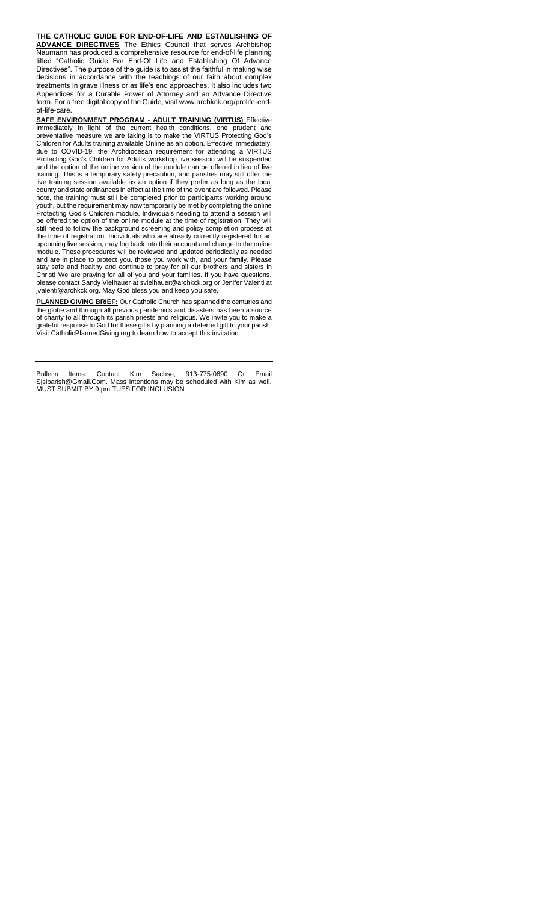**THE CATHOLIC GUIDE FOR END-OF-LIFE AND ESTABLISHING OF ADVANCE DIRECTIVES** The Ethics Council that serves Archbishop Naumann has produced a comprehensive resource for end-of-life planning titled "Catholic Guide For End-Of Life and Establishing Of Advance Directives". The purpose of the guide is to assist the faithful in making wise decisions in accordance with the teachings of our faith about complex treatments in grave illness or as life's end approaches. It also includes two Appendices for a Durable Power of Attorney and an Advance Directive form. For a free digital copy of the Guide, visit www.archkck.org/prolife-end-of-life-care.

**SAFE ENVIRONMENT PROGRAM - ADULT TRAINING (VIRTUS)** Effective Immediately In light of the current health conditions, one prudent and preventative measure we are taking is to make the VIRTUS Protecting God's Children for Adults training available Online as an option. Effective immediately, due to COVID-19, the Archdiocesan requirement for attending a VIRTUS Protecting God's Children for Adults workshop live session will be suspended and the option of the online version of the module can be offered in lieu of live training. This is a temporary safety precaution, and parishes may still offer the live training session available as an option if they prefer as long as the local county and state ordinances in effect at the time of the event are followed. Please note, the training must still be completed prior to participants working around youth, but the requirement may now temporarily be met by completing the online Protecting God's Children module. Individuals needing to attend a session will be offered the option of the online module at the time of registration. They will still need to follow the background screening and policy completion process at the time of registration. Individuals who are already currently registered for an upcoming live session, may log back into their account and change to the online module. These procedures will be reviewed and updated periodically as needed and are in place to protect you, those you work with, and your family. Please stay safe and healthy and continue to pray for all our brothers and sisters in Christ! We are praying for all of you and your families. If you have questions, please contact Sandy Vielhauer at svielhauer@archkck.org or Jenifer Valenti at jvalenti@archkck.org. May God bless you and keep you safe.

**PLANNED GIVING BRIEF:** Our Catholic Church has spanned the centuries and the globe and through all previous pandemics and disasters has been a source of charity to all through its parish priests and religious. We invite you to make a grateful response to God for these gifts by planning a deferred gift to your parish. Visit CatholicPlannedGiving.org to learn how to accept this invitation.

---

Bulletin Items: Contact Kim Sachse, 913-775-0690 Or Email Sjslparish@Gmail.Com. Mass intentions may be scheduled with Kim as well. MUST SUBMIT BY 9 pm TUES FOR INCLUSION.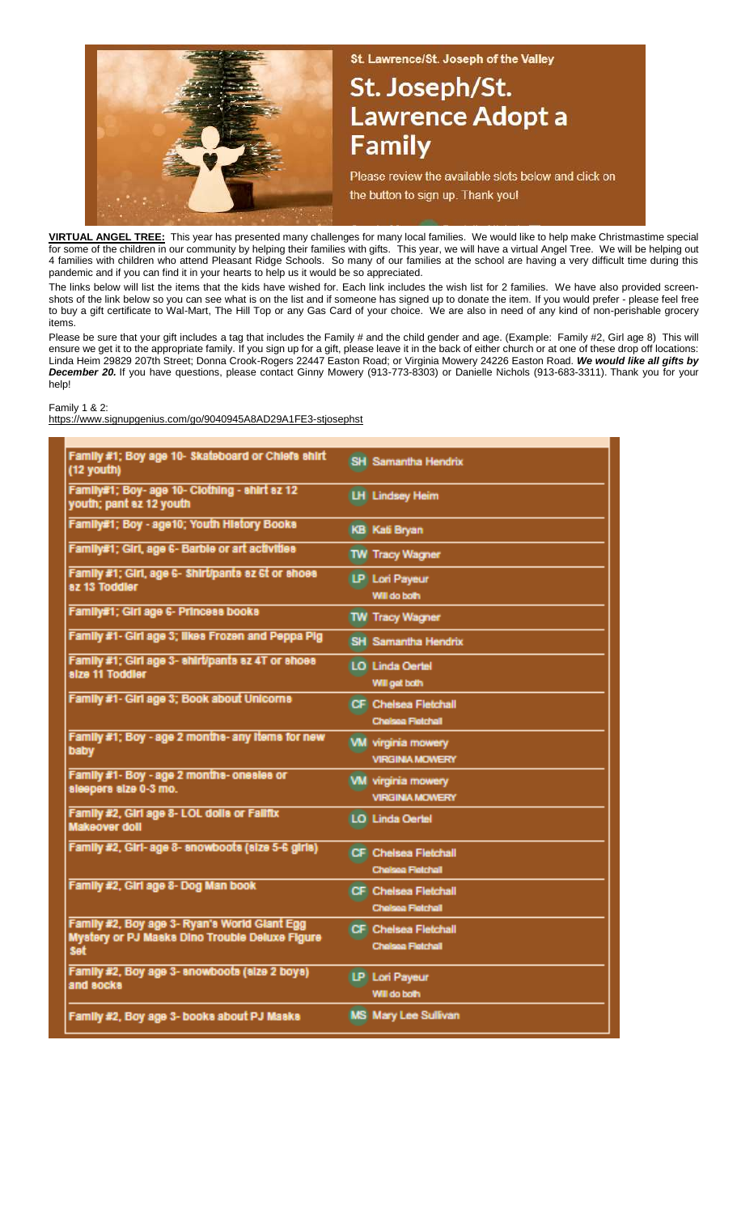St. Lawrence/St. Joseph of the Valley

# St. Joseph/St. Lawrence Adopt a Family

Please review the available slots below and click on the button to sign up. Thank you!

**VIRTUAL ANGEL TREE:** This year has presented many challenges for many local families. We would like to help make Christmastime special for some of the children in our community by helping their families with gifts. This year, we will have a virtual Angel Tree. We will be helping out 4 families with children who attend Pleasant Ridge Schools. So many of our families at the school are having a very difficult time during this pandemic and if you can find it in your hearts to help us it would be so appreciated.

The links below will list the items that the kids have wished for. Each link includes the wish list for 2 families. We have also provided screen-shots of the link below so you can see what is on the list and if someone has signed up to donate the item. If you would prefer - please feel free to buy a gift certificate to Wal-Mart, The Hill Top or any Gas Card of your choice. We are also in need of any kind of non-perishable grocery items.

Please be sure that your gift includes a tag that includes the Family # and the child gender and age. (Example: Family #2, Girl age 8) This will ensure we get it to the appropriate family. If you sign up for a gift, please leave it in the back of either church or at one of these drop off locations: Linda Heim 29829 207th Street; Donna Crook-Rogers 22447 Easton Road; or Virginia Mowery 24226 Easton Road. ***We would like all gifts by December 20.*** If you have questions, please contact Ginny Mowery (913-773-8303) or Danielle Nichols (913-683-3311). Thank you for your help!

Family 1 & 2:
https://www.signupgenius.com/go/9040945A8AD29A1FE3-stjosephst

| Item | Signed Up |
|---|---|
| Family #1; Boy age 10- Skateboard or Chiefs shirt (12 youth) | SH Samantha Hendrix |
| Family#1; Boy- age 10- Clothing - shirt sz 12 youth; pant sz 12 youth | LH Lindsey Heim |
| Family#1; Boy - age10; Youth History Books | KB Kati Bryan |
| Family#1; Girl, age 6- Barbie or art activities | TW Tracy Wagner |
| Family #1; Girl, age 6- Shirt/pants sz 6t or shoes sz 13 Toddler | LP Lori Payeur<br>Will do both |
| Family#1; Girl age 6- Princess books | TW Tracy Wagner |
| Family #1- Girl age 3; likes Frozen and Peppa Pig | SH Samantha Hendrix |
| Family #1; Girl age 3- shirt/pants sz 4T or shoes size 11 Toddler | LO Linda Oertel<br>Will get both |
| Family #1- Girl age 3; Book about Unicorns | CF Chelsea Fletchall<br>Chelsea Fletchall |
| Family #1; Boy - age 2 months- any items for new baby | VM virginia mowery<br>VIRGINIA MOWERY |
| Family #1- Boy - age 2 months- onesies or sleepers size 0-3 mo. | VM virginia mowery<br>VIRGINIA MOWERY |
| Family #2, Girl age 8- LOL dolls or Fallfix Makeover doll | LO Linda Oertel |
| Family #2, Girl- age 8- snowboots (size 5-6 girls) | CF Chelsea Fletchall<br>Chelsea Fletchall |
| Family #2, Girl age 8- Dog Man book | CF Chelsea Fletchall<br>Chelsea Fletchall |
| Family #2, Boy age 3- Ryan's World Giant Egg Mystery or PJ Masks Dino Trouble Deluxe Figure Set | CF Chelsea Fletchall<br>Chelsea Fletchall |
| Family #2, Boy age 3- snowboots (size 2 boys) and socks | LP Lori Payeur<br>Will do both |
| Family #2, Boy age 3- books about PJ Masks | MS Mary Lee Sullivan |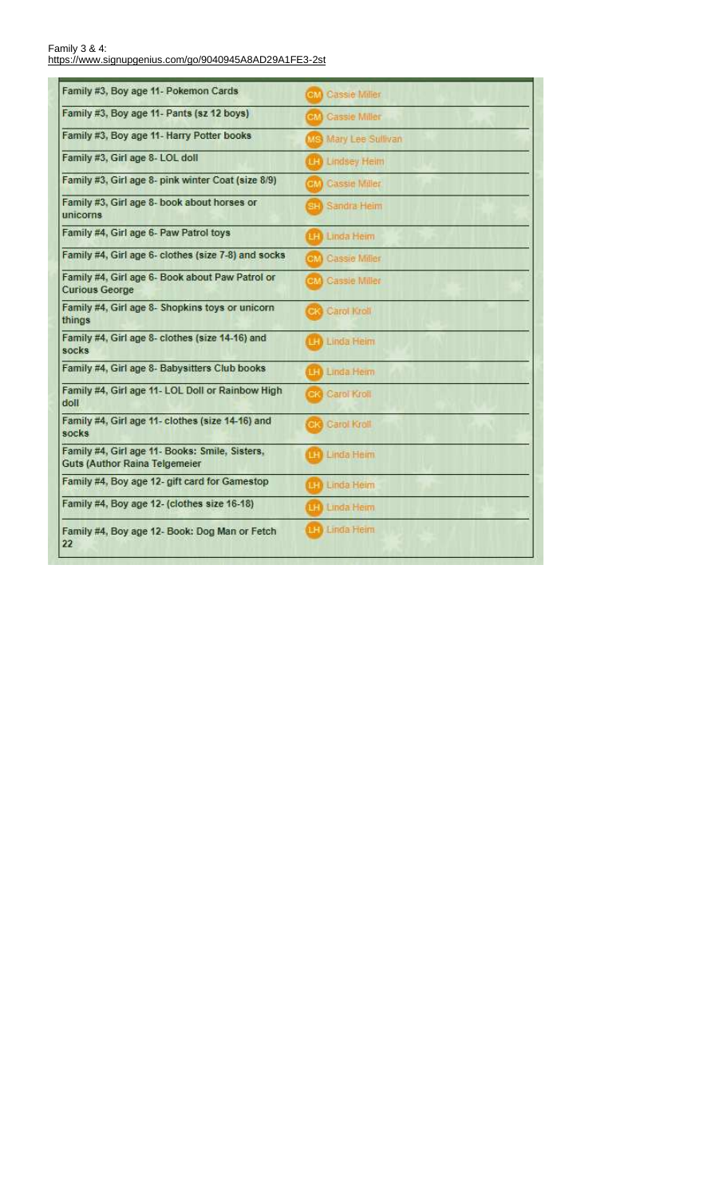Family 3 & 4:
https://www.signupgenius.com/go/9040945A8AD29A1FE3-2st

| Item | Signed Up |
|---|---|
| Family #3, Boy age 11- Pokemon Cards | CM Cassie Miller |
| Family #3, Boy age 11- Pants (sz 12 boys) | CM Cassie Miller |
| Family #3, Boy age 11- Harry Potter books | MS Mary Lee Sullivan |
| Family #3, Girl age 8- LOL doll | LH Lindsey Heim |
| Family #3, Girl age 8- pink winter Coat (size 8/9) | CM Cassie Miller |
| Family #3, Girl age 8- book about horses or unicorns | SH Sandra Heim |
| Family #4, Girl age 6- Paw Patrol toys | LH Linda Heim |
| Family #4, Girl age 6- clothes (size 7-8) and socks | CM Cassie Miller |
| Family #4, Girl age 6- Book about Paw Patrol or Curious George | CM Cassie Miller |
| Family #4, Girl age 8- Shopkins toys or unicorn things | CK Carol Kroll |
| Family #4, Girl age 8- clothes (size 14-16) and socks | LH Linda Heim |
| Family #4, Girl age 8- Babysitters Club books | LH Linda Heim |
| Family #4, Girl age 11- LOL Doll or Rainbow High doll | CK Carol Kroll |
| Family #4, Girl age 11- clothes (size 14-16) and socks | CK Carol Kroll |
| Family #4, Girl age 11- Books: Smile, Sisters, Guts (Author Raina Telgemeier | LH Linda Heim |
| Family #4, Boy age 12- gift card for Gamestop | LH Linda Heim |
| Family #4, Boy age 12- (clothes size 16-18) | LH Linda Heim |
| Family #4, Boy age 12- Book: Dog Man or Fetch 22 | LH Linda Heim |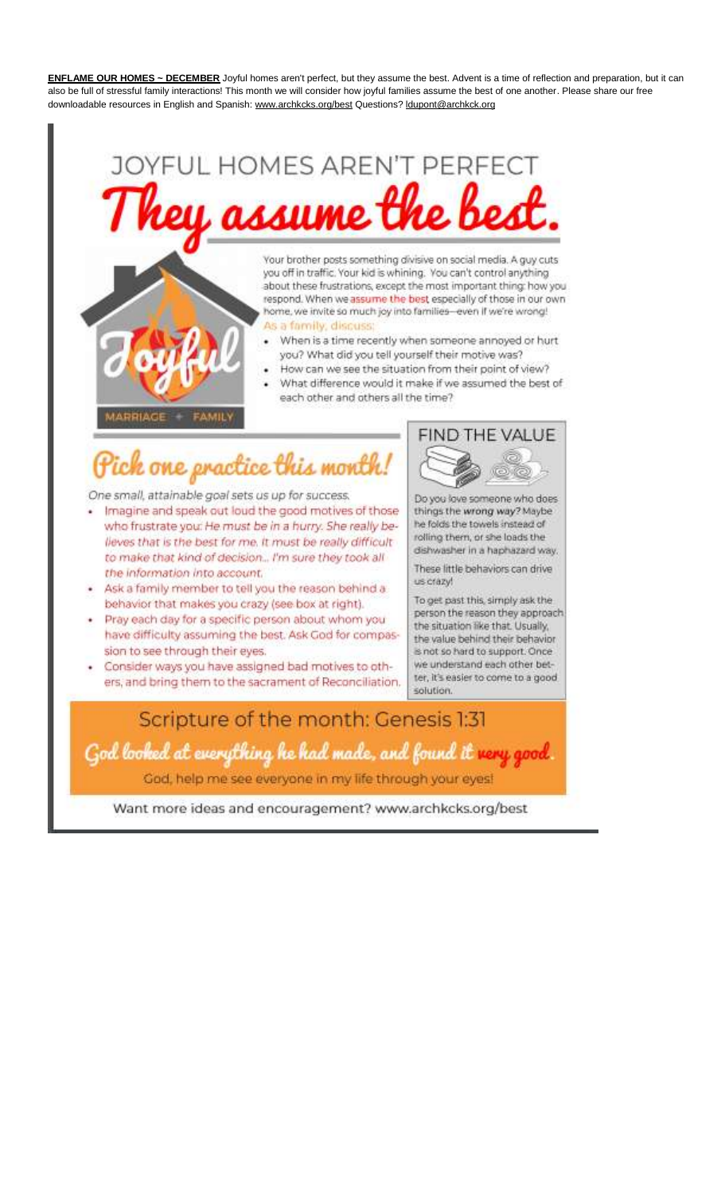**ENFLAME OUR HOMES ~ DECEMBER** Joyful homes aren't perfect, but they assume the best. Advent is a time of reflection and preparation, but it can also be full of stressful family interactions! This month we will consider how joyful families assume the best of one another. Please share our free downloadable resources in English and Spanish: www.archkcks.org/best Questions? ldupont@archkck.org

# JOYFUL HOMES AREN'T PERFECT
# They assume the best.

Joyful

MARRIAGE + FAMILY

Your brother posts something divisive on social media. A guy cuts you off in traffic. Your kid is whining. You can't control anything about these frustrations, except the most important thing: how you respond. When we assume the best especially of those in our own home, we invite so much joy into families—even if we're wrong!

As a family, discuss:

- When is a time recently when someone annoyed or hurt you? What did you tell yourself their motive was?
- How can we see the situation from their point of view?
- What difference would it make if we assumed the best of each other and others all the time?

## Pick one practice this month!

*One small, attainable goal sets us up for success.*

- Imagine and speak out loud the good motives of those who frustrate you: *He must be in a hurry. She really believes that is the best for me. It must be really difficult to make that kind of decision... I'm sure they took all the information into account.*
- Ask a family member to tell you the reason behind a behavior that makes you crazy (see box at right).
- Pray each day for a specific person about whom you have difficulty assuming the best. Ask God for compassion to see through their eyes.
- Consider ways you have assigned bad motives to others, and bring them to the sacrament of Reconciliation.

## FIND THE VALUE

Do you love someone who does things the ***wrong way?*** Maybe he folds the towels instead of rolling them, or she loads the dishwasher in a haphazard way.

These little behaviors can drive us crazy!

To get past this, simply ask the person the reason they approach the situation like that. Usually, the value behind their behavior is not so hard to support. Once we understand each other better, it's easier to come to a good solution.

## Scripture of the month: Genesis 1:31

*God looked at everything he had made, and found it **very good**.*

God, help me see everyone in my life through your eyes!

Want more ideas and encouragement? www.archkcks.org/best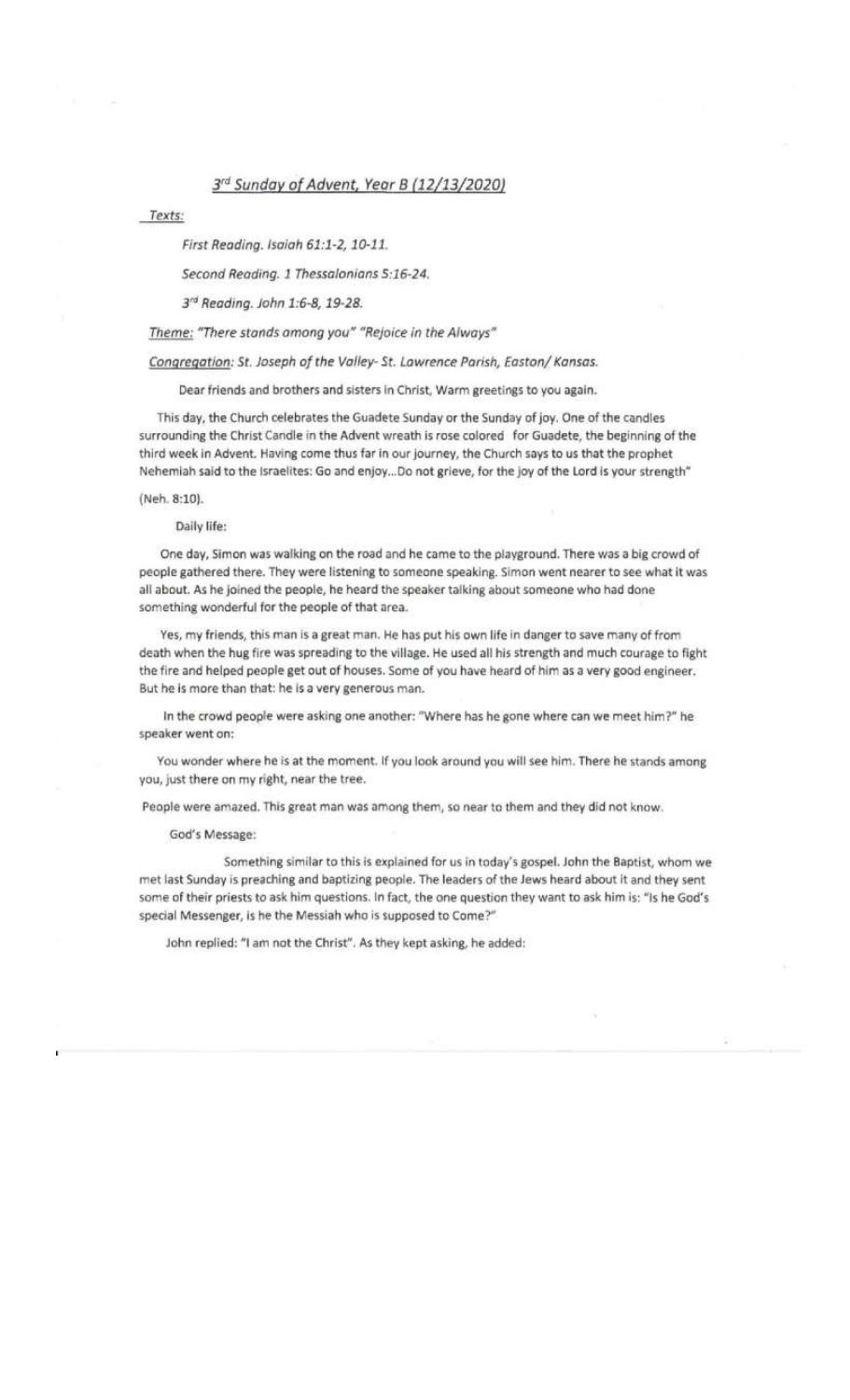## *3rd Sunday of Advent, Year B (12/13/2020)*

*Texts:*

*First Reading. Isaiah 61:1-2, 10-11.*

*Second Reading. 1 Thessalonians 5:16-24.*

*3rd Reading. John 1:6-8, 19-28.*

*Theme:* *"There stands among you" "Rejoice in the Always"*

*Congregation:* *St. Joseph of the Valley- St. Lawrence Parish, Easton/ Kansas.*

Dear friends and brothers and sisters in Christ, Warm greetings to you again.

This day, the Church celebrates the Guadete Sunday or the Sunday of joy. One of the candles surrounding the Christ Candle in the Advent wreath is rose colored for Guadete, the beginning of the third week in Advent. Having come thus far in our journey, the Church says to us that the prophet Nehemiah said to the Israelites: Go and enjoy...Do not grieve, for the joy of the Lord is your strength" (Neh. 8:10).

Daily life:

One day, Simon was walking on the road and he came to the playground. There was a big crowd of people gathered there. They were listening to someone speaking. Simon went nearer to see what it was all about. As he joined the people, he heard the speaker talking about someone who had done something wonderful for the people of that area.

Yes, my friends, this man is a great man. He has put his own life in danger to save many of from death when the hug fire was spreading to the village. He used all his strength and much courage to fight the fire and helped people get out of houses. Some of you have heard of him as a very good engineer. But he is more than that: he is a very generous man.

In the crowd people were asking one another: "Where has he gone where can we meet him?" he speaker went on:

You wonder where he is at the moment. If you look around you will see him. There he stands among you, just there on my right, near the tree.

People were amazed. This great man was among them, so near to them and they did not know.

God's Message:

Something similar to this is explained for us in today's gospel. John the Baptist, whom we met last Sunday is preaching and baptizing people. The leaders of the Jews heard about it and they sent some of their priests to ask him questions. In fact, the one question they want to ask him is: "Is he God's special Messenger, is he the Messiah who is supposed to Come?"

John replied: "I am not the Christ". As they kept asking, he added: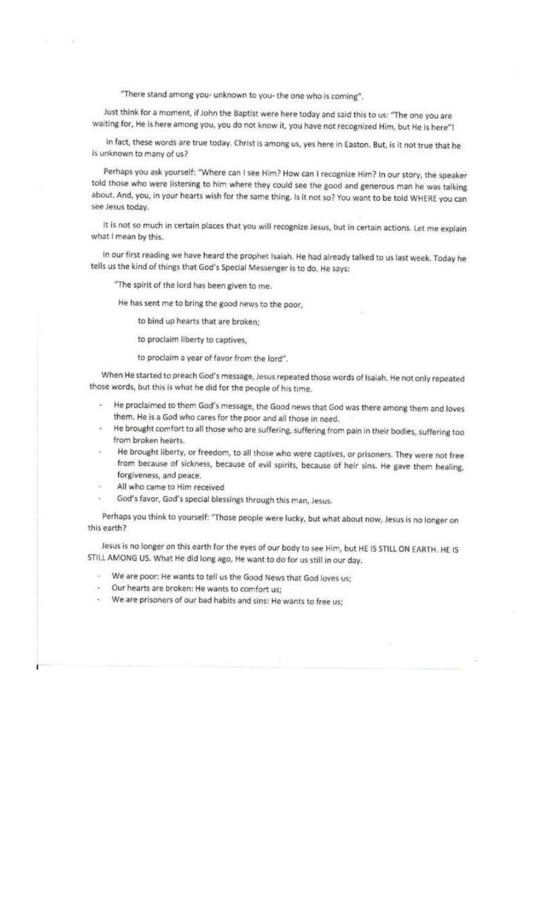"There stand among you- unknown to you- the one who is coming".

Just think for a moment, if John the Baptist were here today and said this to us: "The one you are waiting for, He is here among you, you do not know it, you have not recognized Him, but He is here"!

In fact, these words are true today. Christ is among us, yes here in Easton. But, is it not true that he is unknown to many of us?

Perhaps you ask yourself: "Where can I see Him? How can I recognize Him? In our story, the speaker told those who were listening to him where they could see the good and generous man he was talking about. And, you, in your hearts wish for the same thing. Is it not so? You want to be told WHERE you can see Jesus today.

It is not so much in certain places that you will recognize Jesus, but in certain actions. Let me explain what I mean by this.

In our first reading we have heard the prophet Isaiah. He had already talked to us last week. Today he tells us the kind of things that God's Special Messenger is to do. He says:

> "The spirit of the lord has been given to me.
>
> He has sent me to bring the good news to the poor,
>
> to bind up hearts that are broken;
>
> to proclaim liberty to captives,
>
> to proclaim a year of favor from the lord".

When He started to preach God's message, Jesus repeated those words of Isaiah. He not only repeated those words, but this is what he did for the people of his time.

- He proclaimed to them God's message, the Good news that God was there among them and loves them. He is a God who cares for the poor and all those in need.
- He brought comfort to all those who are suffering, suffering from pain in their bodies, suffering too from broken hearts.
- He brought liberty, or freedom, to all those who were captives, or prisoners. They were not free from because of sickness, because of evil spirits, because of heir sins. He gave them healing, forgiveness, and peace.
- All who came to Him received
- God's favor, God's special blessings through this man, Jesus.

Perhaps you think to yourself: "Those people were lucky, but what about now, Jesus is no longer on this earth?

Jesus is no longer on this earth for the eyes of our body to see Him, but HE IS STILL ON EARTH. HE IS STILL AMONG US. What He did long ago, He want to do for us still in our day.

- We are poor: He wants to tell us the Good News that God loves us;
- Our hearts are broken: He wants to comfort us;
- We are prisoners of our bad habits and sins: He wants to free us;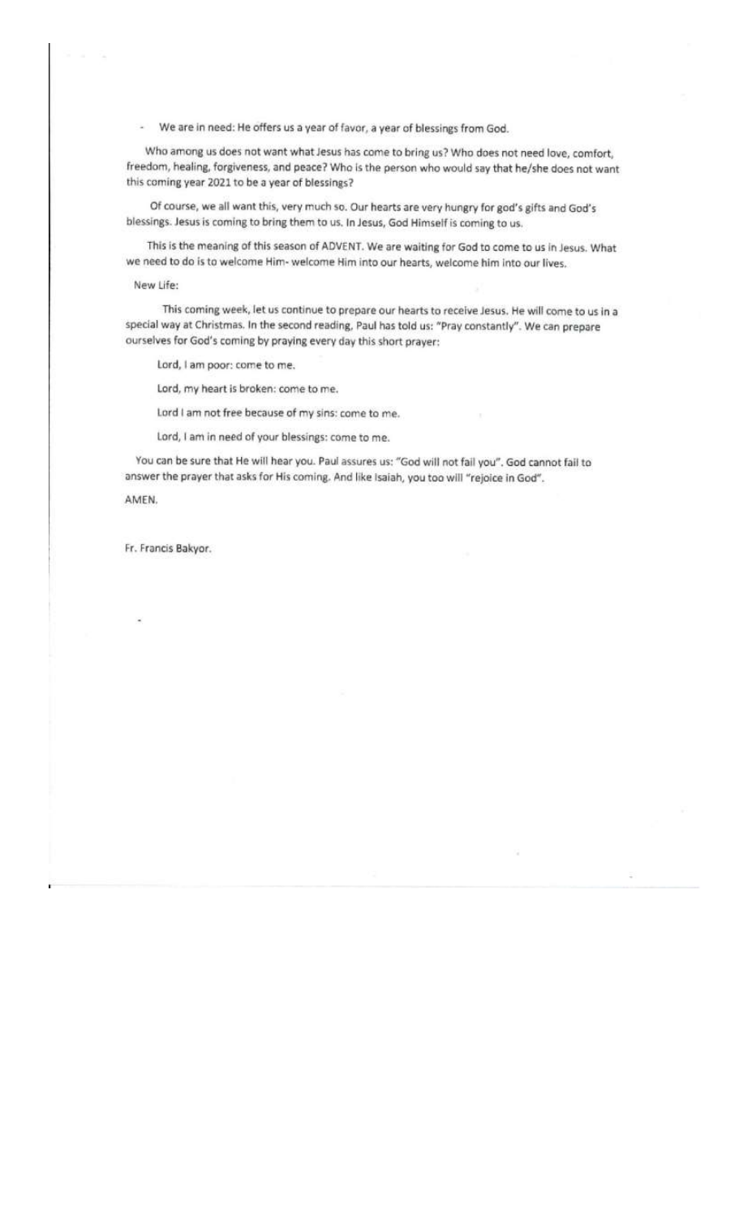- We are in need: He offers us a year of favor, a year of blessings from God.

Who among us does not want what Jesus has come to bring us? Who does not need love, comfort, freedom, healing, forgiveness, and peace? Who is the person who would say that he/she does not want this coming year 2021 to be a year of blessings?

Of course, we all want this, very much so. Our hearts are very hungry for god's gifts and God's blessings. Jesus is coming to bring them to us. In Jesus, God Himself is coming to us.

This is the meaning of this season of ADVENT. We are waiting for God to come to us in Jesus. What we need to do is to welcome Him- welcome Him into our hearts, welcome him into our lives.

New Life:

This coming week, let us continue to prepare our hearts to receive Jesus. He will come to us in a special way at Christmas. In the second reading, Paul has told us: "Pray constantly". We can prepare ourselves for God's coming by praying every day this short prayer:

Lord, I am poor: come to me.

Lord, my heart is broken: come to me.

Lord I am not free because of my sins: come to me.

Lord, I am in need of your blessings: come to me.

You can be sure that He will hear you. Paul assures us: "God will not fail you". God cannot fail to answer the prayer that asks for His coming. And like Isaiah, you too will "rejoice in God".

AMEN.

Fr. Francis Bakyor.